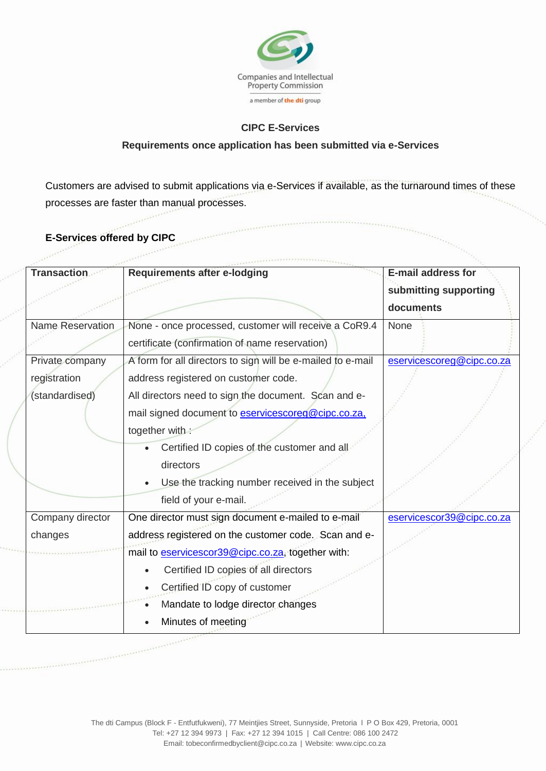Companies and Intellectual Property Commission

a member of the dti group

## CIPC E-Services

### Requirements once application has been submitted via e-Services

Customers are advised to submit applications via e-Services if available, as the turnaround times of these processes are faster than manual processes.

**E-Services offered by CIPC**

| Transaction | Requirements after e-lodging | E-mail address for submitting supporting documents |
|---|---|---|
| Name Reservation | None - once processed, customer will receive a CoR9.4 certificate (confirmation of name reservation) | None |
| Private company registration (standardised) | A form for all directors to sign will be e-mailed to e-mail address registered on customer code.<br>All directors need to sign the document. Scan and e-mail signed document to eservicescoreg@cipc.co.za, together with :<br>• Certified ID copies of the customer and all directors<br>• Use the tracking number received in the subject field of your e-mail. | eservicescoreg@cipc.co.za |
| Company director changes | One director must sign document e-mailed to e-mail address registered on the customer code. Scan and e-mail to eservicescor39@cipc.co.za, together with:<br>• Certified ID copies of all directors<br>• Certified ID copy of customer<br>• Mandate to lodge director changes<br>• Minutes of meeting | eservicescor39@cipc.co.za |

The dti Campus (Block F - Entfutfukweni), 77 Meintjies Street, Sunnyside, Pretoria I P O Box 429, Pretoria, 0001
Tel: +27 12 394 9973 | Fax: +27 12 394 1015 | Call Centre: 086 100 2472
Email: tobeconfirmedbyclient@cipc.co.za | Website: www.cipc.co.za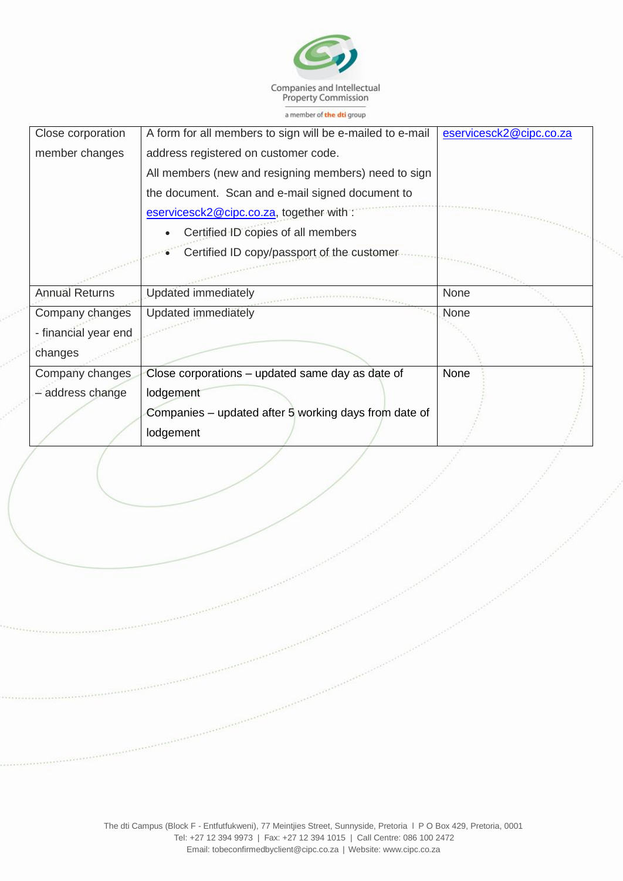| | | |
|---|---|---|
| Close corporation member changes | A form for all members to sign will be e-mailed to e-mail address registered on customer code.<br>All members (new and resigning members) need to sign the document. Scan and e-mail signed document to eservicesck2@cipc.co.za, together with :<br>• Certified ID copies of all members<br>• Certified ID copy/passport of the customer | eservicesck2@cipc.co.za |
| Annual Returns | Updated immediately | None |
| Company changes - financial year end changes | Updated immediately | None |
| Company changes – address change | Close corporations – updated same day as date of lodgement<br>Companies – updated after 5 working days from date of lodgement | None |